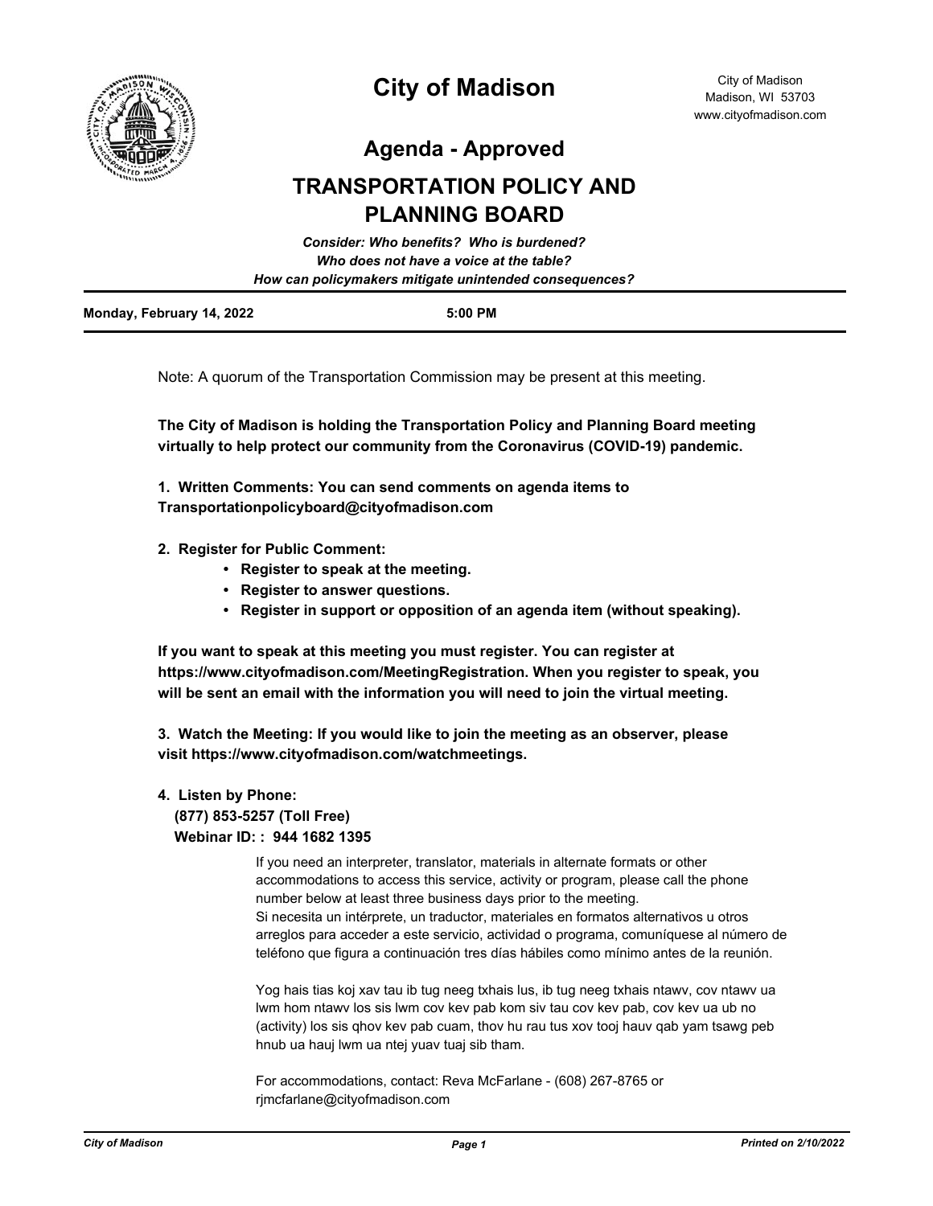# City of Madison

City of Madison
Madison, WI 53703
www.cityofmadison.com

## Agenda - Approved

# TRANSPORTATION POLICY AND PLANNING BOARD

***Consider: Who benefits? Who is burdened?***
***Who does not have a voice at the table?***
***How can policymakers mitigate unintended consequences?***

**Monday, February 14, 2022** **5:00 PM**

Note: A quorum of the Transportation Commission may be present at this meeting.

**The City of Madison is holding the Transportation Policy and Planning Board meeting virtually to help protect our community from the Coronavirus (COVID-19) pandemic.**

**1. Written Comments: You can send comments on agenda items to Transportationpolicyboard@cityofmadison.com**

**2. Register for Public Comment:**

- **Register to speak at the meeting.**
- **Register to answer questions.**
- **Register in support or opposition of an agenda item (without speaking).**

**If you want to speak at this meeting you must register. You can register at https://www.cityofmadison.com/MeetingRegistration. When you register to speak, you will be sent an email with the information you will need to join the virtual meeting.**

**3. Watch the Meeting: If you would like to join the meeting as an observer, please visit https://www.cityofmadison.com/watchmeetings.**

**4. Listen by Phone:**
**(877) 853-5257 (Toll Free)**
**Webinar ID: : 944 1682 1395**

If you need an interpreter, translator, materials in alternate formats or other accommodations to access this service, activity or program, please call the phone number below at least three business days prior to the meeting.
Si necesita un intérprete, un traductor, materiales en formatos alternativos u otros arreglos para acceder a este servicio, actividad o programa, comuníquese al número de teléfono que figura a continuación tres días hábiles como mínimo antes de la reunión.

Yog hais tias koj xav tau ib tug neeg txhais lus, ib tug neeg txhais ntawv, cov ntawv ua lwm hom ntawv los sis lwm cov kev pab kom siv tau cov kev pab, cov kev ua ub no (activity) los sis qhov kev pab cuam, thov hu rau tus xov tooj hauv qab yam tsawg peb hnub ua hauj lwm ua ntej yuav tuaj sib tham.

For accommodations, contact: Reva McFarlane - (608) 267-8765 or rjmcfarlane@cityofmadison.com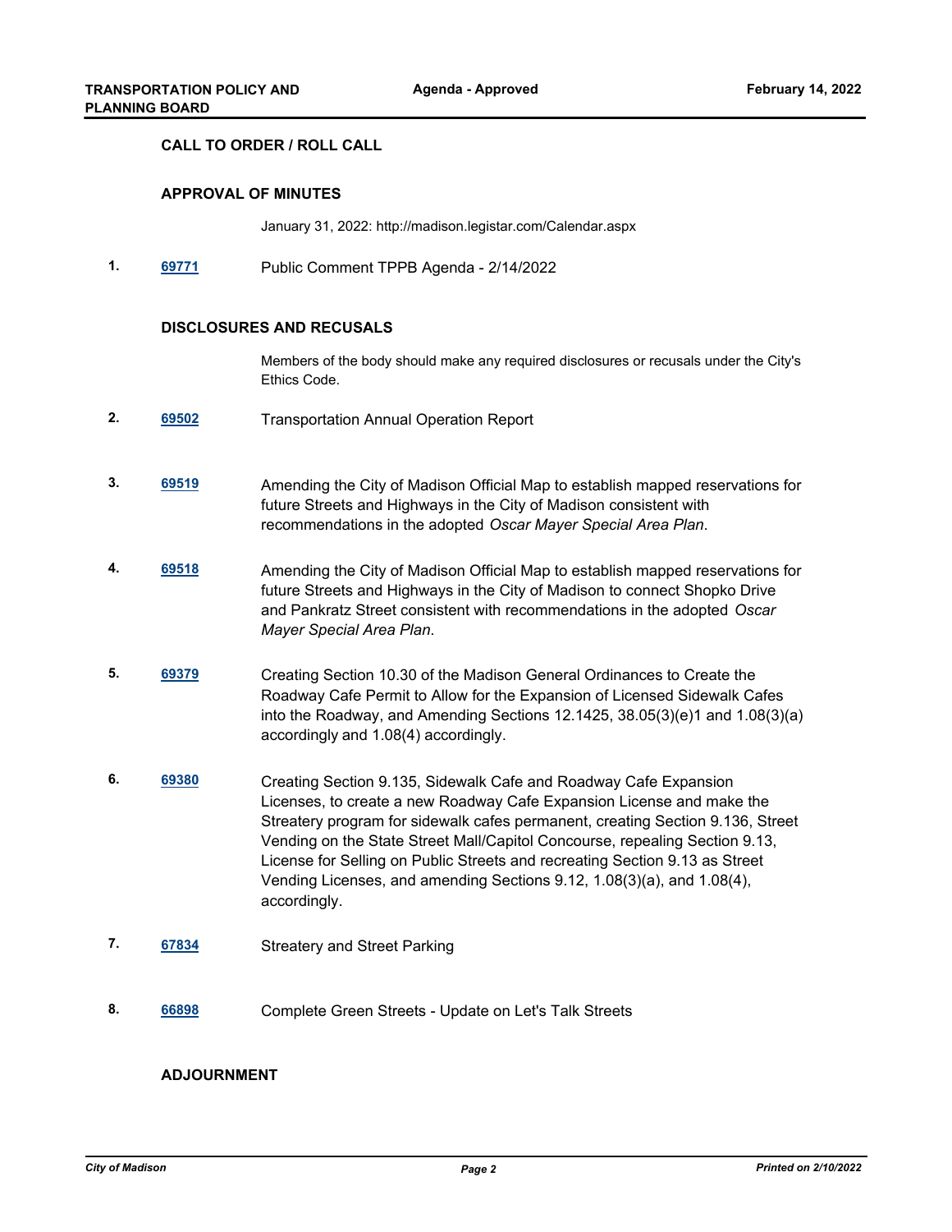## CALL TO ORDER / ROLL CALL

## APPROVAL OF MINUTES

January 31, 2022: http://madison.legistar.com/Calendar.aspx

**1.** **69771** Public Comment TPPB Agenda - 2/14/2022

## DISCLOSURES AND RECUSALS

Members of the body should make any required disclosures or recusals under the City's Ethics Code.

**2.** **69502** Transportation Annual Operation Report

**3.** **69519** Amending the City of Madison Official Map to establish mapped reservations for future Streets and Highways in the City of Madison consistent with recommendations in the adopted *Oscar Mayer Special Area Plan*.

**4.** **69518** Amending the City of Madison Official Map to establish mapped reservations for future Streets and Highways in the City of Madison to connect Shopko Drive and Pankratz Street consistent with recommendations in the adopted *Oscar Mayer Special Area Plan*.

**5.** **69379** Creating Section 10.30 of the Madison General Ordinances to Create the Roadway Cafe Permit to Allow for the Expansion of Licensed Sidewalk Cafes into the Roadway, and Amending Sections 12.1425, 38.05(3)(e)1 and 1.08(3)(a) accordingly and 1.08(4) accordingly.

**6.** **69380** Creating Section 9.135, Sidewalk Cafe and Roadway Cafe Expansion Licenses, to create a new Roadway Cafe Expansion License and make the Streatery program for sidewalk cafes permanent, creating Section 9.136, Street Vending on the State Street Mall/Capitol Concourse, repealing Section 9.13, License for Selling on Public Streets and recreating Section 9.13 as Street Vending Licenses, and amending Sections 9.12, 1.08(3)(a), and 1.08(4), accordingly.

**7.** **67834** Streatery and Street Parking

**8.** **66898** Complete Green Streets - Update on Let's Talk Streets

## ADJOURNMENT